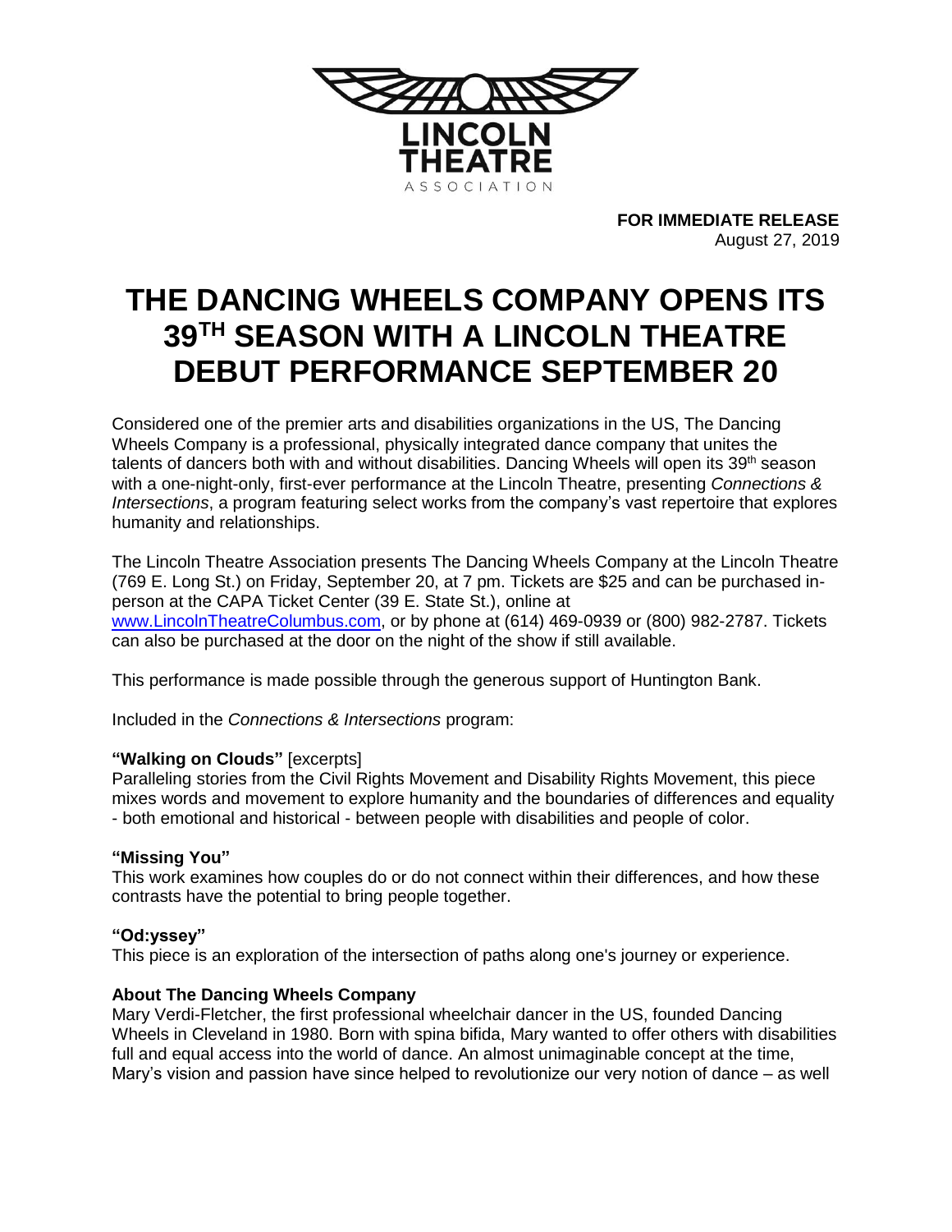LINCOLN THEATRE ASSOCIATION

**FOR IMMEDIATE RELEASE**
August 27, 2019

# THE DANCING WHEELS COMPANY OPENS ITS 39TH SEASON WITH A LINCOLN THEATRE DEBUT PERFORMANCE SEPTEMBER 20

Considered one of the premier arts and disabilities organizations in the US, The Dancing Wheels Company is a professional, physically integrated dance company that unites the talents of dancers both with and without disabilities. Dancing Wheels will open its 39th season with a one-night-only, first-ever performance at the Lincoln Theatre, presenting *Connections & Intersections*, a program featuring select works from the company's vast repertoire that explores humanity and relationships.

The Lincoln Theatre Association presents The Dancing Wheels Company at the Lincoln Theatre (769 E. Long St.) on Friday, September 20, at 7 pm. Tickets are $25 and can be purchased in-person at the CAPA Ticket Center (39 E. State St.), online at www.LincolnTheatreColumbus.com, or by phone at (614) 469-0939 or (800) 982-2787. Tickets can also be purchased at the door on the night of the show if still available.

This performance is made possible through the generous support of Huntington Bank.

Included in the *Connections & Intersections* program:

**"Walking on Clouds"** [excerpts]
Paralleling stories from the Civil Rights Movement and Disability Rights Movement, this piece mixes words and movement to explore humanity and the boundaries of differences and equality - both emotional and historical - between people with disabilities and people of color.

**"Missing You"**
This work examines how couples do or do not connect within their differences, and how these contrasts have the potential to bring people together.

**"Od:yssey"**
This piece is an exploration of the intersection of paths along one's journey or experience.

**About The Dancing Wheels Company**
Mary Verdi-Fletcher, the first professional wheelchair dancer in the US, founded Dancing Wheels in Cleveland in 1980. Born with spina bifida, Mary wanted to offer others with disabilities full and equal access into the world of dance. An almost unimaginable concept at the time, Mary's vision and passion have since helped to revolutionize our very notion of dance – as well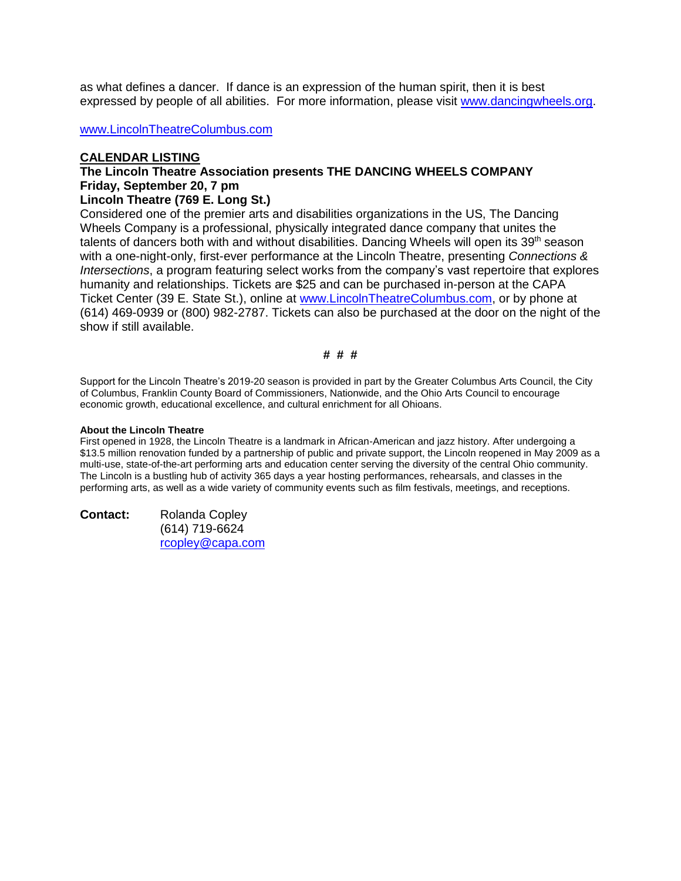as what defines a dancer. If dance is an expression of the human spirit, then it is best expressed by people of all abilities. For more information, please visit www.dancingwheels.org.

www.LincolnTheatreColumbus.com

**CALENDAR LISTING**

**The Lincoln Theatre Association presents THE DANCING WHEELS COMPANY**
**Friday, September 20, 7 pm**
**Lincoln Theatre (769 E. Long St.)**

Considered one of the premier arts and disabilities organizations in the US, The Dancing Wheels Company is a professional, physically integrated dance company that unites the talents of dancers both with and without disabilities. Dancing Wheels will open its 39th season with a one-night-only, first-ever performance at the Lincoln Theatre, presenting *Connections & Intersections*, a program featuring select works from the company's vast repertoire that explores humanity and relationships. Tickets are $25 and can be purchased in-person at the CAPA Ticket Center (39 E. State St.), online at www.LincolnTheatreColumbus.com, or by phone at (614) 469-0939 or (800) 982-2787. Tickets can also be purchased at the door on the night of the show if still available.

# # #

Support for the Lincoln Theatre's 2019-20 season is provided in part by the Greater Columbus Arts Council, the City of Columbus, Franklin County Board of Commissioners, Nationwide, and the Ohio Arts Council to encourage economic growth, educational excellence, and cultural enrichment for all Ohioans.

**About the Lincoln Theatre**

First opened in 1928, the Lincoln Theatre is a landmark in African-American and jazz history. After undergoing a $13.5 million renovation funded by a partnership of public and private support, the Lincoln reopened in May 2009 as a multi-use, state-of-the-art performing arts and education center serving the diversity of the central Ohio community. The Lincoln is a bustling hub of activity 365 days a year hosting performances, rehearsals, and classes in the performing arts, as well as a wide variety of community events such as film festivals, meetings, and receptions.

**Contact:** Rolanda Copley
(614) 719-6624
rcopley@capa.com